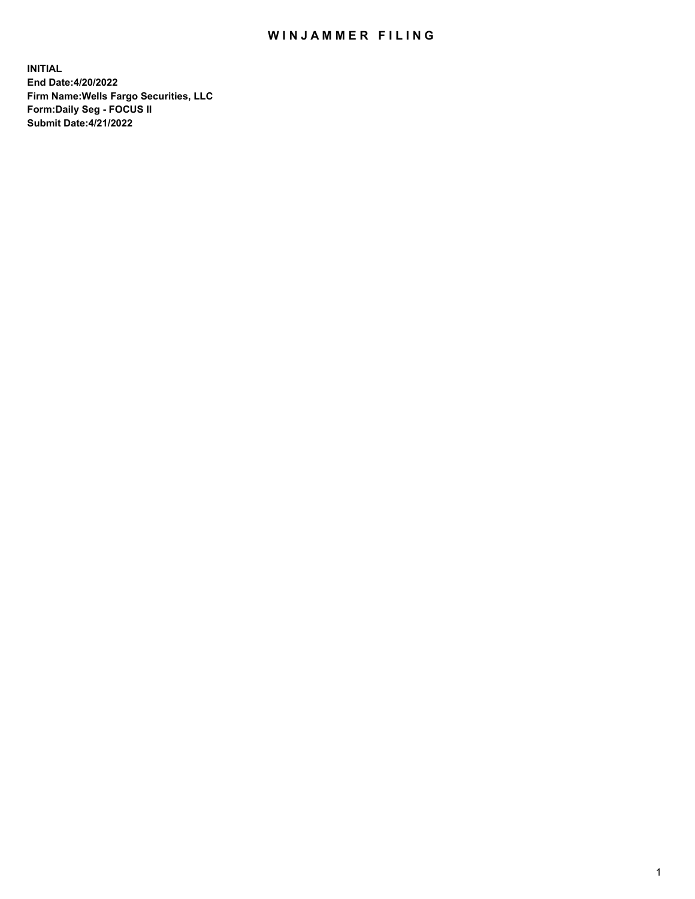# WINJAMMER FILING

**INITIAL**
**End Date:4/20/2022**
**Firm Name:Wells Fargo Securities, LLC**
**Form:Daily Seg - FOCUS II**
**Submit Date:4/21/2022**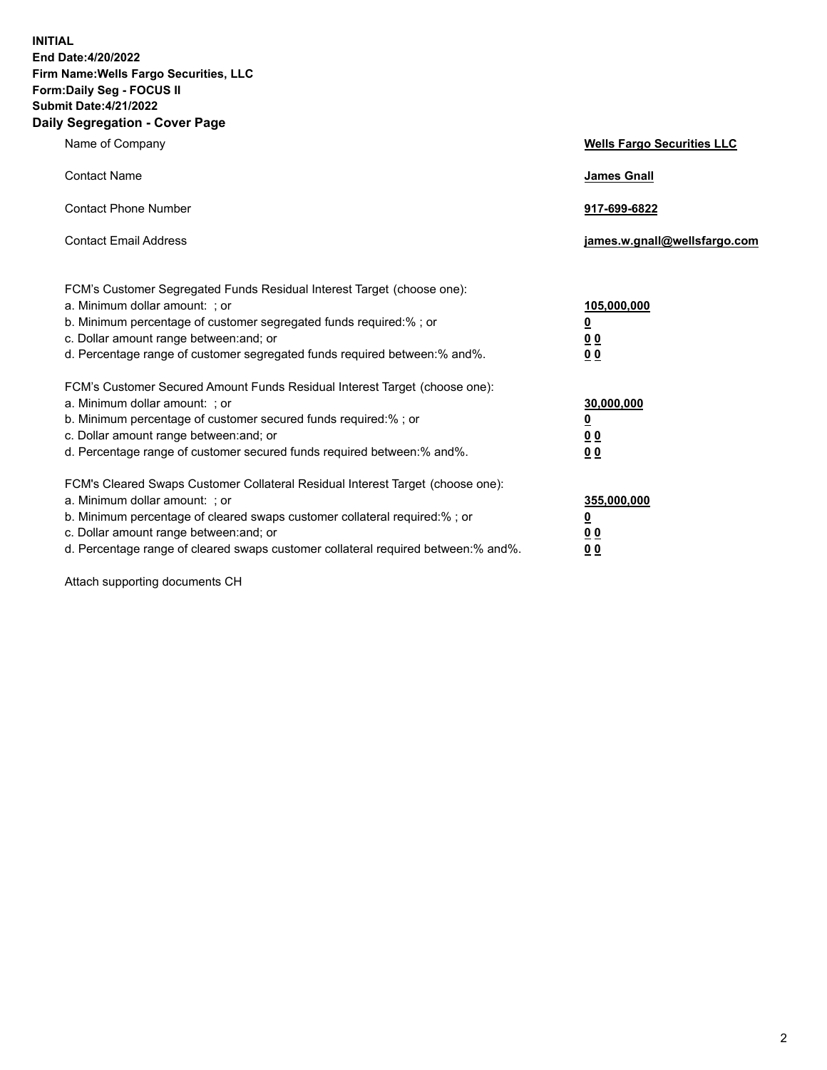**INITIAL**
**End Date:4/20/2022**
**Firm Name:Wells Fargo Securities, LLC**
**Form:Daily Seg - FOCUS II**
**Submit Date:4/21/2022**

## Daily Segregation - Cover Page

| | |
|---|---|
| Name of Company | **Wells Fargo Securities LLC** |
| Contact Name | **James Gnall** |
| Contact Phone Number | **917-699-6822** |
| Contact Email Address | **james.w.gnall@wellsfargo.com** |

| | |
|---|---|
| FCM's Customer Segregated Funds Residual Interest Target (choose one): | |
| a. Minimum dollar amount: ; or | **105,000,000** |
| b. Minimum percentage of customer segregated funds required:% ; or | **0** |
| c. Dollar amount range between:and; or | **0 0** |
| d. Percentage range of customer segregated funds required between:% and%. | **0 0** |
| FCM's Customer Secured Amount Funds Residual Interest Target (choose one): | |
| a. Minimum dollar amount: ; or | **30,000,000** |
| b. Minimum percentage of customer secured funds required:% ; or | **0** |
| c. Dollar amount range between:and; or | **0 0** |
| d. Percentage range of customer secured funds required between:% and%. | **0 0** |
| FCM's Cleared Swaps Customer Collateral Residual Interest Target (choose one): | |
| a. Minimum dollar amount: ; or | **355,000,000** |
| b. Minimum percentage of cleared swaps customer collateral required:% ; or | **0** |
| c. Dollar amount range between:and; or | **0 0** |
| d. Percentage range of cleared swaps customer collateral required between:% and%. | **0 0** |

Attach supporting documents CH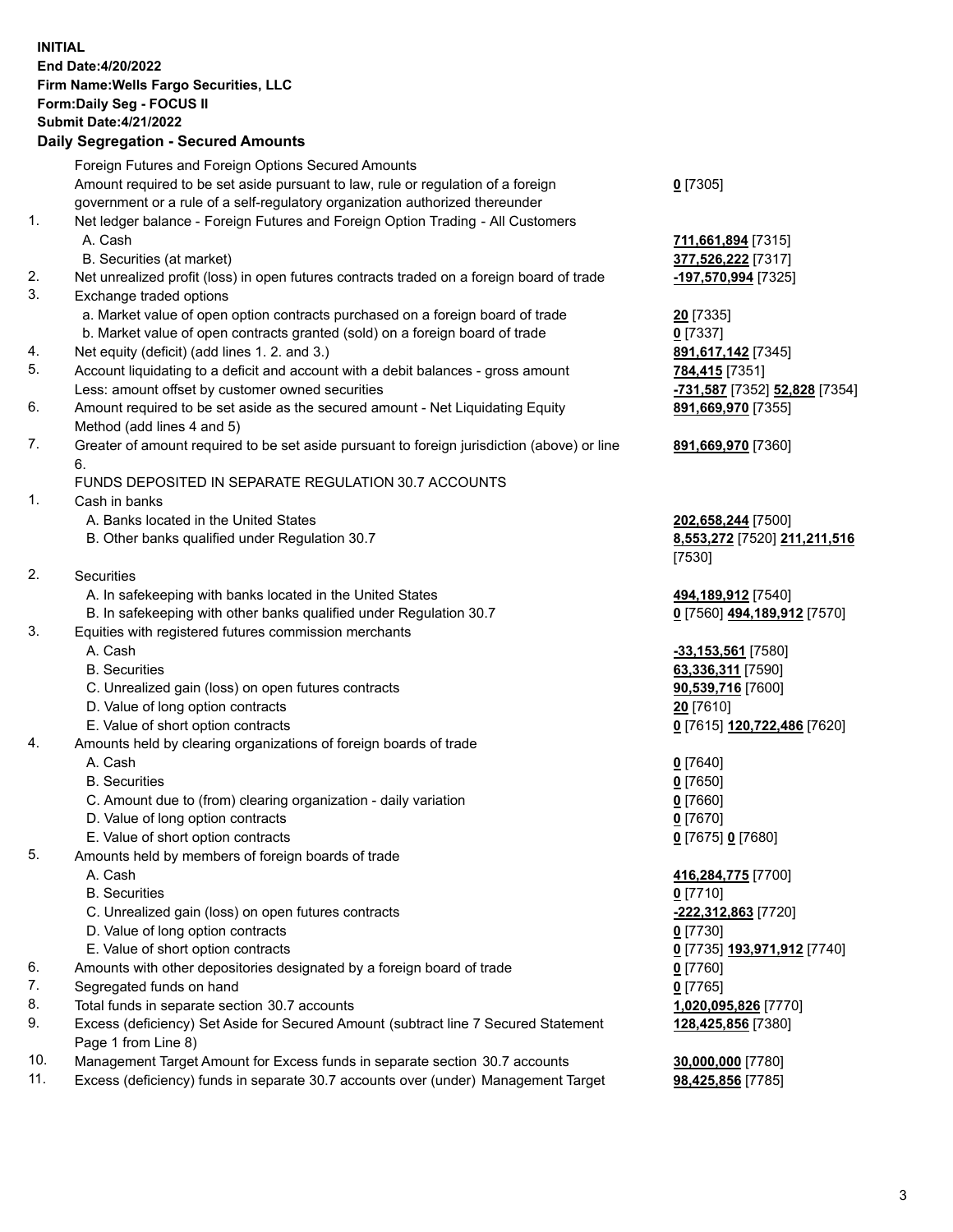**INITIAL**
**End Date:4/20/2022**
**Firm Name:Wells Fargo Securities, LLC**
**Form:Daily Seg - FOCUS II**
**Submit Date:4/21/2022**

## Daily Segregation - Secured Amounts

| | | |
|---|---|---|
| | Foreign Futures and Foreign Options Secured Amounts | |
| | Amount required to be set aside pursuant to law, rule or regulation of a foreign government or a rule of a self-regulatory organization authorized thereunder | **0** [7305] |
| 1. | Net ledger balance - Foreign Futures and Foreign Option Trading - All Customers | |
| | A. Cash | **711,661,894** [7315] |
| | B. Securities (at market) | **377,526,222** [7317] |
| 2. | Net unrealized profit (loss) in open futures contracts traded on a foreign board of trade | **-197,570,994** [7325] |
| 3. | Exchange traded options | |
| | a. Market value of open option contracts purchased on a foreign board of trade | **20** [7335] |
| | b. Market value of open contracts granted (sold) on a foreign board of trade | **0** [7337] |
| 4. | Net equity (deficit) (add lines 1. 2. and 3.) | **891,617,142** [7345] |
| 5. | Account liquidating to a deficit and account with a debit balances - gross amount | **784,415** [7351] |
| | Less: amount offset by customer owned securities | **-731,587** [7352] **52,828** [7354] |
| 6. | Amount required to be set aside as the secured amount - Net Liquidating Equity Method (add lines 4 and 5) | **891,669,970** [7355] |
| 7. | Greater of amount required to be set aside pursuant to foreign jurisdiction (above) or line 6. | **891,669,970** [7360] |
| | FUNDS DEPOSITED IN SEPARATE REGULATION 30.7 ACCOUNTS | |
| 1. | Cash in banks | |
| | A. Banks located in the United States | **202,658,244** [7500] |
| | B. Other banks qualified under Regulation 30.7 | **8,553,272** [7520] **211,211,516** [7530] |
| 2. | Securities | |
| | A. In safekeeping with banks located in the United States | **494,189,912** [7540] |
| | B. In safekeeping with other banks qualified under Regulation 30.7 | **0** [7560] **494,189,912** [7570] |
| 3. | Equities with registered futures commission merchants | |
| | A. Cash | **-33,153,561** [7580] |
| | B. Securities | **63,336,311** [7590] |
| | C. Unrealized gain (loss) on open futures contracts | **90,539,716** [7600] |
| | D. Value of long option contracts | **20** [7610] |
| | E. Value of short option contracts | **0** [7615] **120,722,486** [7620] |
| 4. | Amounts held by clearing organizations of foreign boards of trade | |
| | A. Cash | **0** [7640] |
| | B. Securities | **0** [7650] |
| | C. Amount due to (from) clearing organization - daily variation | **0** [7660] |
| | D. Value of long option contracts | **0** [7670] |
| | E. Value of short option contracts | **0** [7675] **0** [7680] |
| 5. | Amounts held by members of foreign boards of trade | |
| | A. Cash | **416,284,775** [7700] |
| | B. Securities | **0** [7710] |
| | C. Unrealized gain (loss) on open futures contracts | **-222,312,863** [7720] |
| | D. Value of long option contracts | **0** [7730] |
| | E. Value of short option contracts | **0** [7735] **193,971,912** [7740] |
| 6. | Amounts with other depositories designated by a foreign board of trade | **0** [7760] |
| 7. | Segregated funds on hand | **0** [7765] |
| 8. | Total funds in separate section 30.7 accounts | **1,020,095,826** [7770] |
| 9. | Excess (deficiency) Set Aside for Secured Amount (subtract line 7 Secured Statement Page 1 from Line 8) | **128,425,856** [7380] |
| 10. | Management Target Amount for Excess funds in separate section 30.7 accounts | **30,000,000** [7780] |
| 11. | Excess (deficiency) funds in separate 30.7 accounts over (under) Management Target | **98,425,856** [7785] |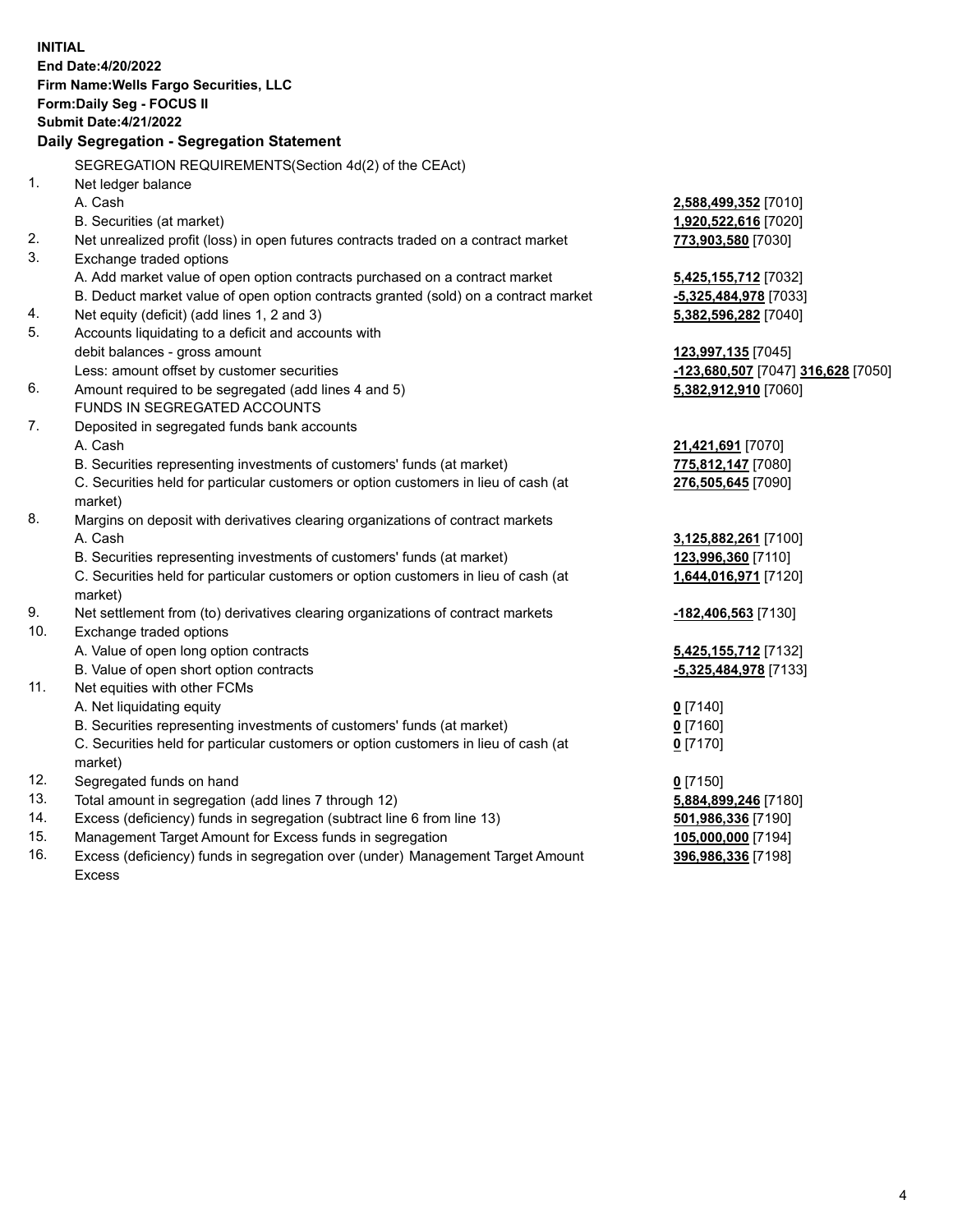**INITIAL**
**End Date:4/20/2022**
**Firm Name:Wells Fargo Securities, LLC**
**Form:Daily Seg - FOCUS II**
**Submit Date:4/21/2022**

## Daily Segregation - Segregation Statement

| | | |
|---|---|---|
| | SEGREGATION REQUIREMENTS(Section 4d(2) of the CEAct) | |
| 1. | Net ledger balance | |
| | A. Cash | **2,588,499,352** [7010] |
| | B. Securities (at market) | **1,920,522,616** [7020] |
| 2. | Net unrealized profit (loss) in open futures contracts traded on a contract market | **773,903,580** [7030] |
| 3. | Exchange traded options | |
| | A. Add market value of open option contracts purchased on a contract market | **5,425,155,712** [7032] |
| | B. Deduct market value of open option contracts granted (sold) on a contract market | **-5,325,484,978** [7033] |
| 4. | Net equity (deficit) (add lines 1, 2 and 3) | **5,382,596,282** [7040] |
| 5. | Accounts liquidating to a deficit and accounts with | |
| | debit balances - gross amount | **123,997,135** [7045] |
| | Less: amount offset by customer securities | **-123,680,507** [7047] **316,628** [7050] |
| 6. | Amount required to be segregated (add lines 4 and 5) | **5,382,912,910** [7060] |
| | FUNDS IN SEGREGATED ACCOUNTS | |
| 7. | Deposited in segregated funds bank accounts | |
| | A. Cash | **21,421,691** [7070] |
| | B. Securities representing investments of customers' funds (at market) | **775,812,147** [7080] |
| | C. Securities held for particular customers or option customers in lieu of cash (at market) | **276,505,645** [7090] |
| 8. | Margins on deposit with derivatives clearing organizations of contract markets | |
| | A. Cash | **3,125,882,261** [7100] |
| | B. Securities representing investments of customers' funds (at market) | **123,996,360** [7110] |
| | C. Securities held for particular customers or option customers in lieu of cash (at market) | **1,644,016,971** [7120] |
| 9. | Net settlement from (to) derivatives clearing organizations of contract markets | **-182,406,563** [7130] |
| 10. | Exchange traded options | |
| | A. Value of open long option contracts | **5,425,155,712** [7132] |
| | B. Value of open short option contracts | **-5,325,484,978** [7133] |
| 11. | Net equities with other FCMs | |
| | A. Net liquidating equity | **0** [7140] |
| | B. Securities representing investments of customers' funds (at market) | **0** [7160] |
| | C. Securities held for particular customers or option customers in lieu of cash (at market) | **0** [7170] |
| 12. | Segregated funds on hand | **0** [7150] |
| 13. | Total amount in segregation (add lines 7 through 12) | **5,884,899,246** [7180] |
| 14. | Excess (deficiency) funds in segregation (subtract line 6 from line 13) | **501,986,336** [7190] |
| 15. | Management Target Amount for Excess funds in segregation | **105,000,000** [7194] |
| 16. | Excess (deficiency) funds in segregation over (under) Management Target Amount Excess | **396,986,336** [7198] |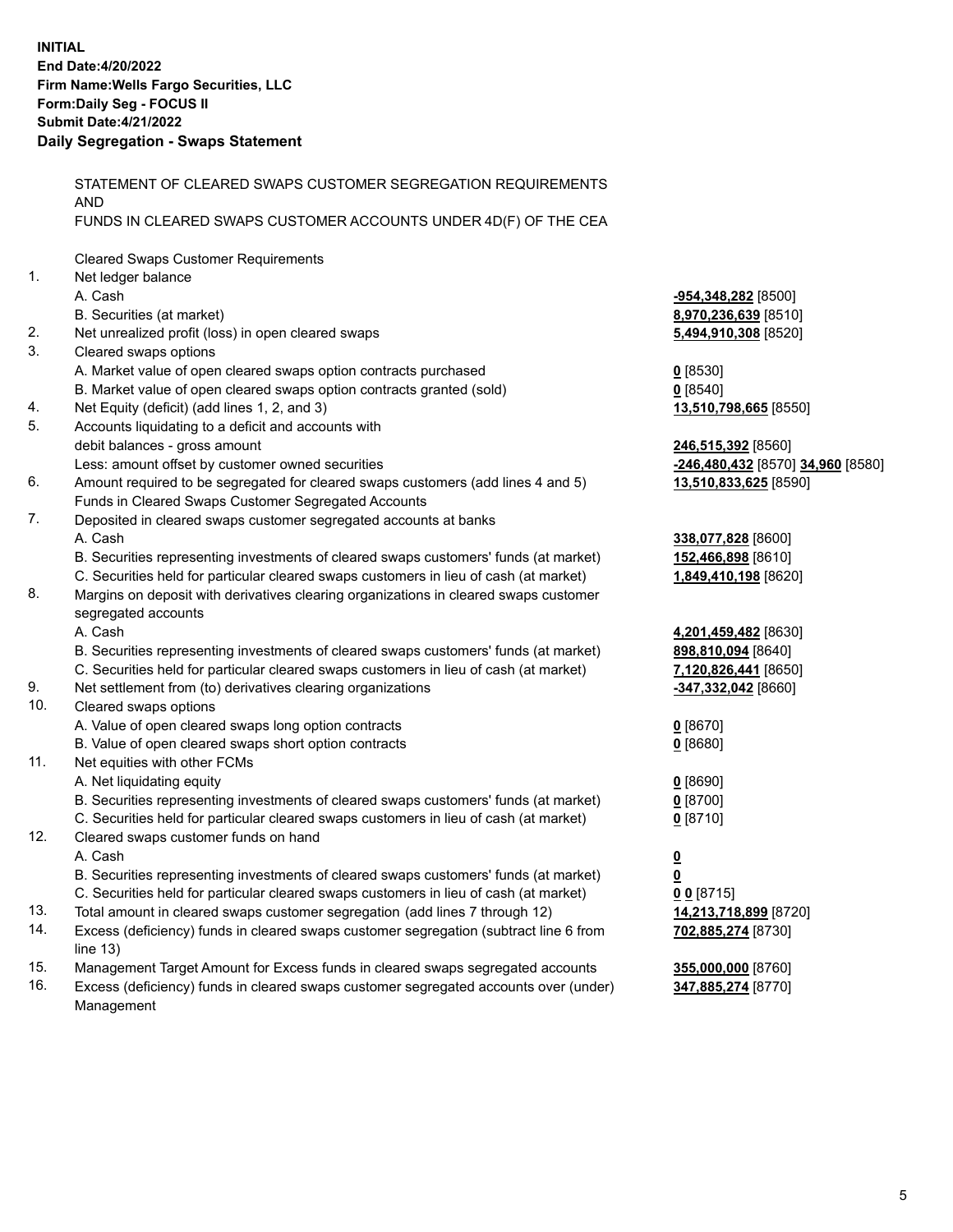**INITIAL**
**End Date:4/20/2022**
**Firm Name:Wells Fargo Securities, LLC**
**Form:Daily Seg - FOCUS II**
**Submit Date:4/21/2022**
**Daily Segregation - Swaps Statement**

STATEMENT OF CLEARED SWAPS CUSTOMER SEGREGATION REQUIREMENTS AND FUNDS IN CLEARED SWAPS CUSTOMER ACCOUNTS UNDER 4D(F) OF THE CEA

| | | |
|---|---|---|
| | Cleared Swaps Customer Requirements | |
| 1. | Net ledger balance | |
| | A. Cash | **-954,348,282** [8500] |
| | B. Securities (at market) | **8,970,236,639** [8510] |
| 2. | Net unrealized profit (loss) in open cleared swaps | **5,494,910,308** [8520] |
| 3. | Cleared swaps options | |
| | A. Market value of open cleared swaps option contracts purchased | **0** [8530] |
| | B. Market value of open cleared swaps option contracts granted (sold) | **0** [8540] |
| 4. | Net Equity (deficit) (add lines 1, 2, and 3) | **13,510,798,665** [8550] |
| 5. | Accounts liquidating to a deficit and accounts with debit balances - gross amount | **246,515,392** [8560] |
| | Less: amount offset by customer owned securities | **-246,480,432** [8570] **34,960** [8580] |
| 6. | Amount required to be segregated for cleared swaps customers (add lines 4 and 5) | **13,510,833,625** [8590] |
| | Funds in Cleared Swaps Customer Segregated Accounts | |
| 7. | Deposited in cleared swaps customer segregated accounts at banks | |
| | A. Cash | **338,077,828** [8600] |
| | B. Securities representing investments of cleared swaps customers' funds (at market) | **152,466,898** [8610] |
| | C. Securities held for particular cleared swaps customers in lieu of cash (at market) | **1,849,410,198** [8620] |
| 8. | Margins on deposit with derivatives clearing organizations in cleared swaps customer segregated accounts | |
| | A. Cash | **4,201,459,482** [8630] |
| | B. Securities representing investments of cleared swaps customers' funds (at market) | **898,810,094** [8640] |
| | C. Securities held for particular cleared swaps customers in lieu of cash (at market) | **7,120,826,441** [8650] |
| 9. | Net settlement from (to) derivatives clearing organizations | **-347,332,042** [8660] |
| 10. | Cleared swaps options | |
| | A. Value of open cleared swaps long option contracts | **0** [8670] |
| | B. Value of open cleared swaps short option contracts | **0** [8680] |
| 11. | Net equities with other FCMs | |
| | A. Net liquidating equity | **0** [8690] |
| | B. Securities representing investments of cleared swaps customers' funds (at market) | **0** [8700] |
| | C. Securities held for particular cleared swaps customers in lieu of cash (at market) | **0** [8710] |
| 12. | Cleared swaps customer funds on hand | |
| | A. Cash | **0** |
| | B. Securities representing investments of cleared swaps customers' funds (at market) | **0** |
| | C. Securities held for particular cleared swaps customers in lieu of cash (at market) | **0** **0** [8715] |
| 13. | Total amount in cleared swaps customer segregation (add lines 7 through 12) | **14,213,718,899** [8720] |
| 14. | Excess (deficiency) funds in cleared swaps customer segregation (subtract line 6 from line 13) | **702,885,274** [8730] |
| 15. | Management Target Amount for Excess funds in cleared swaps segregated accounts | **355,000,000** [8760] |
| 16. | Excess (deficiency) funds in cleared swaps customer segregated accounts over (under) Management | **347,885,274** [8770] |